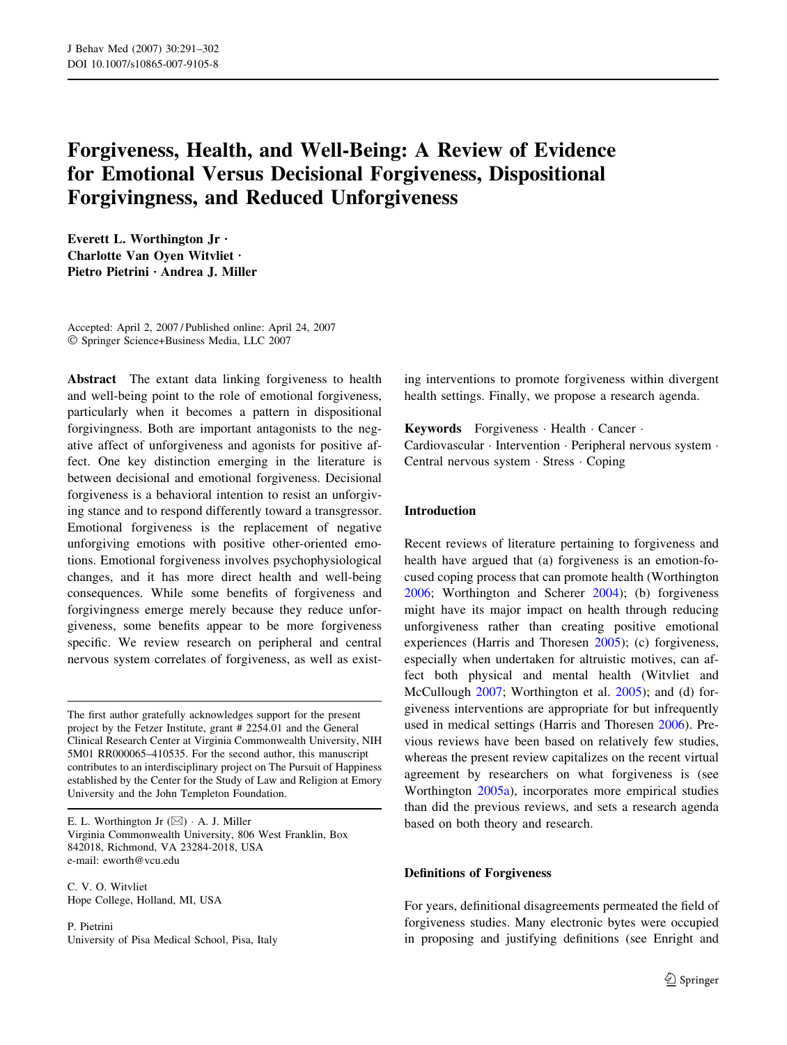# Forgiveness, Health, and Well-Being: A Review of Evidence for Emotional Versus Decisional Forgiveness, Dispositional Forgivingness, and Reduced Unforgiveness

**Everett L. Worthington Jr · Charlotte Van Oyen Witvliet · Pietro Pietrini · Andrea J. Miller**

Accepted: April 2, 2007 / Published online: April 24, 2007
© Springer Science+Business Media, LLC 2007

**Abstract** The extant data linking forgiveness to health and well-being point to the role of emotional forgiveness, particularly when it becomes a pattern in dispositional forgivingness. Both are important antagonists to the negative affect of unforgiveness and agonists for positive affect. One key distinction emerging in the literature is between decisional and emotional forgiveness. Decisional forgiveness is a behavioral intention to resist an unforgiving stance and to respond differently toward a transgressor. Emotional forgiveness is the replacement of negative unforgiving emotions with positive other-oriented emotions. Emotional forgiveness involves psychophysiological changes, and it has more direct health and well-being consequences. While some benefits of forgiveness and forgivingness emerge merely because they reduce unforgiveness, some benefits appear to be more forgiveness specific. We review research on peripheral and central nervous system correlates of forgiveness, as well as existing interventions to promote forgiveness within divergent health settings. Finally, we propose a research agenda.

**Keywords** Forgiveness · Health · Cancer · Cardiovascular · Intervention · Peripheral nervous system · Central nervous system · Stress · Coping

The first author gratefully acknowledges support for the present project by the Fetzer Institute, grant # 2254.01 and the General Clinical Research Center at Virginia Commonwealth University, NIH 5M01 RR000065–410535. For the second author, this manuscript contributes to an interdisciplinary project on The Pursuit of Happiness established by the Center for the Study of Law and Religion at Emory University and the John Templeton Foundation.

E. L. Worthington Jr (✉) · A. J. Miller
Virginia Commonwealth University, 806 West Franklin, Box 842018, Richmond, VA 23284-2018, USA
e-mail: eworth@vcu.edu

C. V. O. Witvliet
Hope College, Holland, MI, USA

P. Pietrini
University of Pisa Medical School, Pisa, Italy

## Introduction

Recent reviews of literature pertaining to forgiveness and health have argued that (a) forgiveness is an emotion-focused coping process that can promote health (Worthington 2006; Worthington and Scherer 2004); (b) forgiveness might have its major impact on health through reducing unforgiveness rather than creating positive emotional experiences (Harris and Thoresen 2005); (c) forgiveness, especially when undertaken for altruistic motives, can affect both physical and mental health (Witvliet and McCullough 2007; Worthington et al. 2005); and (d) forgiveness interventions are appropriate for but infrequently used in medical settings (Harris and Thoresen 2006). Previous reviews have been based on relatively few studies, whereas the present review capitalizes on the recent virtual agreement by researchers on what forgiveness is (see Worthington 2005a), incorporates more empirical studies than did the previous reviews, and sets a research agenda based on both theory and research.

### Definitions of Forgiveness

For years, definitional disagreements permeated the field of forgiveness studies. Many electronic bytes were occupied in proposing and justifying definitions (see Enright and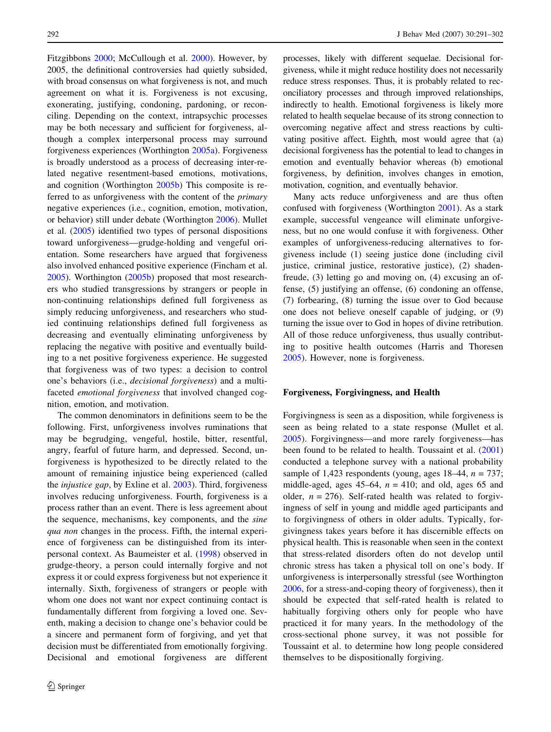Fitzgibbons 2000; McCullough et al. 2000). However, by 2005, the definitional controversies had quietly subsided, with broad consensus on what forgiveness is not, and much agreement on what it is. Forgiveness is not excusing, exonerating, justifying, condoning, pardoning, or reconciling. Depending on the context, intrapsychic processes may be both necessary and sufficient for forgiveness, although a complex interpersonal process may surround forgiveness experiences (Worthington 2005a). Forgiveness is broadly understood as a process of decreasing inter-related negative resentment-based emotions, motivations, and cognition (Worthington 2005b) This composite is referred to as unforgiveness with the content of the *primary* negative experiences (i.e., cognition, emotion, motivation, or behavior) still under debate (Worthington 2006). Mullet et al. (2005) identified two types of personal dispositions toward unforgiveness—grudge-holding and vengeful orientation. Some researchers have argued that forgiveness also involved enhanced positive experience (Fincham et al. 2005). Worthington (2005b) proposed that most researchers who studied transgressions by strangers or people in non-continuing relationships defined full forgiveness as simply reducing unforgiveness, and researchers who studied continuing relationships defined full forgiveness as decreasing and eventually eliminating unforgiveness by replacing the negative with positive and eventually building to a net positive forgiveness experience. He suggested that forgiveness was of two types: a decision to control one's behaviors (i.e., *decisional forgiveness*) and a multifaceted *emotional forgiveness* that involved changed cognition, emotion, and motivation.

The common denominators in definitions seem to be the following. First, unforgiveness involves ruminations that may be begrudging, vengeful, hostile, bitter, resentful, angry, fearful of future harm, and depressed. Second, unforgiveness is hypothesized to be directly related to the amount of remaining injustice being experienced (called the *injustice gap*, by Exline et al. 2003). Third, forgiveness involves reducing unforgiveness. Fourth, forgiveness is a process rather than an event. There is less agreement about the sequence, mechanisms, key components, and the *sine qua non* changes in the process. Fifth, the internal experience of forgiveness can be distinguished from its interpersonal context. As Baumeister et al. (1998) observed in grudge-theory, a person could internally forgive and not express it or could express forgiveness but not experience it internally. Sixth, forgiveness of strangers or people with whom one does not want nor expect continuing contact is fundamentally different from forgiving a loved one. Seventh, making a decision to change one's behavior could be a sincere and permanent form of forgiving, and yet that decision must be differentiated from emotionally forgiving. Decisional and emotional forgiveness are different processes, likely with different sequelae. Decisional forgiveness, while it might reduce hostility does not necessarily reduce stress responses. Thus, it is probably related to reconciliatory processes and through improved relationships, indirectly to health. Emotional forgiveness is likely more related to health sequelae because of its strong connection to overcoming negative affect and stress reactions by cultivating positive affect. Eighth, most would agree that (a) decisional forgiveness has the potential to lead to changes in emotion and eventually behavior whereas (b) emotional forgiveness, by definition, involves changes in emotion, motivation, cognition, and eventually behavior.

Many acts reduce unforgiveness and are thus often confused with forgiveness (Worthington 2001). As a stark example, successful vengeance will eliminate unforgiveness, but no one would confuse it with forgiveness. Other examples of unforgiveness-reducing alternatives to forgiveness include (1) seeing justice done (including civil justice, criminal justice, restorative justice), (2) shadenfreude, (3) letting go and moving on, (4) excusing an offense, (5) justifying an offense, (6) condoning an offense, (7) forbearing, (8) turning the issue over to God because one does not believe oneself capable of judging, or (9) turning the issue over to God in hopes of divine retribution. All of those reduce unforgiveness, thus usually contributing to positive health outcomes (Harris and Thoresen 2005). However, none is forgiveness.

## Forgiveness, Forgivingness, and Health

Forgivingness is seen as a disposition, while forgiveness is seen as being related to a state response (Mullet et al. 2005). Forgivingness—and more rarely forgiveness—has been found to be related to health. Toussaint et al. (2001) conducted a telephone survey with a national probability sample of 1,423 respondents (young, ages 18–44, $n = 737$; middle-aged, ages 45–64, $n = 410$; and old, ages 65 and older, $n = 276$). Self-rated health was related to forgivingness of self in young and middle aged participants and to forgivingness of others in older adults. Typically, forgivingness takes years before it has discernible effects on physical health. This is reasonable when seen in the context that stress-related disorders often do not develop until chronic stress has taken a physical toll on one's body. If unforgiveness is interpersonally stressful (see Worthington 2006, for a stress-and-coping theory of forgiveness), then it should be expected that self-rated health is related to habitually forgiving others only for people who have practiced it for many years. In the methodology of the cross-sectional phone survey, it was not possible for Toussaint et al. to determine how long people considered themselves to be dispositionally forgiving.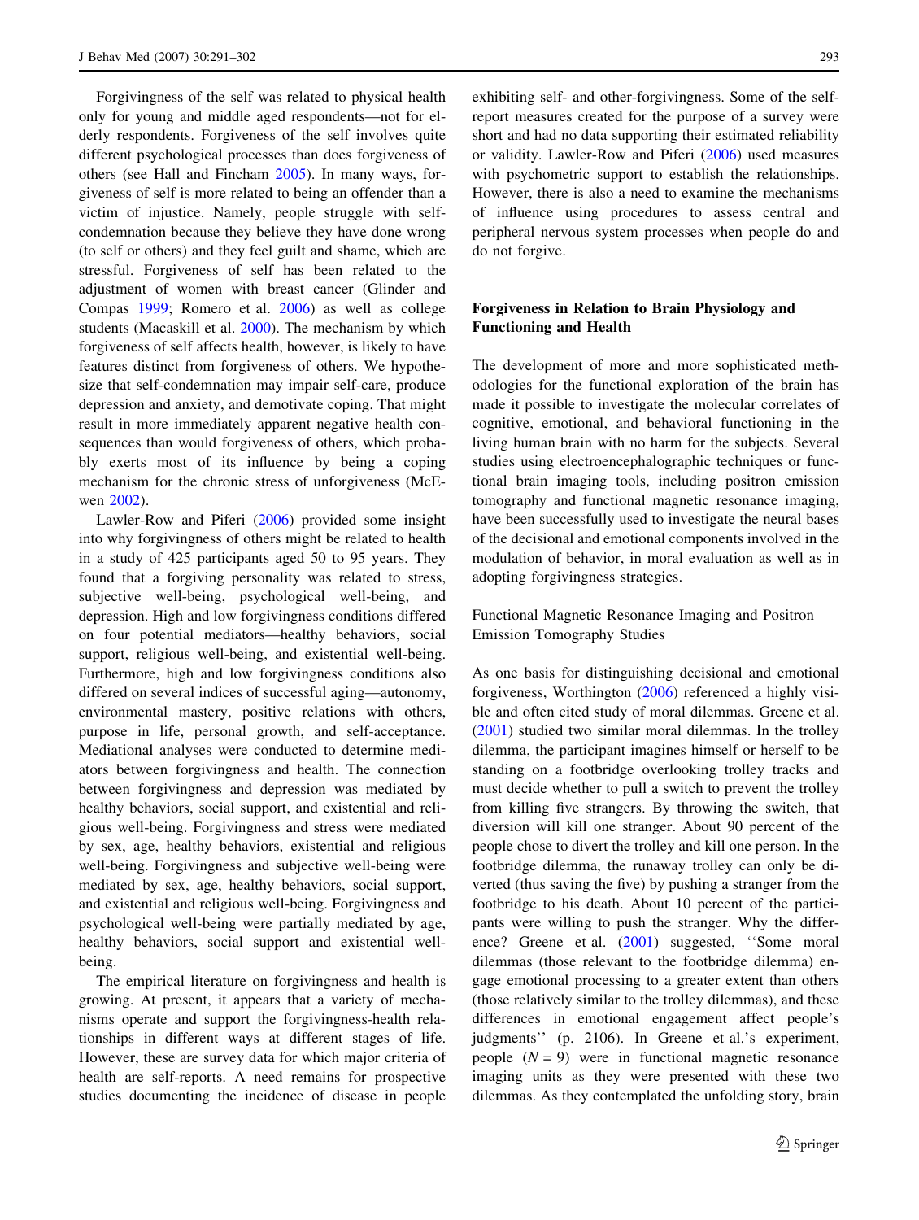Forgivingness of the self was related to physical health only for young and middle aged respondents—not for elderly respondents. Forgiveness of the self involves quite different psychological processes than does forgiveness of others (see Hall and Fincham 2005). In many ways, forgiveness of self is more related to being an offender than a victim of injustice. Namely, people struggle with self-condemnation because they believe they have done wrong (to self or others) and they feel guilt and shame, which are stressful. Forgiveness of self has been related to the adjustment of women with breast cancer (Glinder and Compas 1999; Romero et al. 2006) as well as college students (Macaskill et al. 2000). The mechanism by which forgiveness of self affects health, however, is likely to have features distinct from forgiveness of others. We hypothesize that self-condemnation may impair self-care, produce depression and anxiety, and demotivate coping. That might result in more immediately apparent negative health consequences than would forgiveness of others, which probably exerts most of its influence by being a coping mechanism for the chronic stress of unforgiveness (McEwen 2002).

Lawler-Row and Piferi (2006) provided some insight into why forgivingness of others might be related to health in a study of 425 participants aged 50 to 95 years. They found that a forgiving personality was related to stress, subjective well-being, psychological well-being, and depression. High and low forgivingness conditions differed on four potential mediators—healthy behaviors, social support, religious well-being, and existential well-being. Furthermore, high and low forgivingness conditions also differed on several indices of successful aging—autonomy, environmental mastery, positive relations with others, purpose in life, personal growth, and self-acceptance. Mediational analyses were conducted to determine mediators between forgivingness and health. The connection between forgivingness and depression was mediated by healthy behaviors, social support, and existential and religious well-being. Forgivingness and stress were mediated by sex, age, healthy behaviors, existential and religious well-being. Forgivingness and subjective well-being were mediated by sex, age, healthy behaviors, social support, and existential and religious well-being. Forgivingness and psychological well-being were partially mediated by age, healthy behaviors, social support and existential well-being.

The empirical literature on forgivingness and health is growing. At present, it appears that a variety of mechanisms operate and support the forgivingness-health relationships in different ways at different stages of life. However, these are survey data for which major criteria of health are self-reports. A need remains for prospective studies documenting the incidence of disease in people exhibiting self- and other-forgivingness. Some of the self-report measures created for the purpose of a survey were short and had no data supporting their estimated reliability or validity. Lawler-Row and Piferi (2006) used measures with psychometric support to establish the relationships. However, there is also a need to examine the mechanisms of influence using procedures to assess central and peripheral nervous system processes when people do and do not forgive.

## Forgiveness in Relation to Brain Physiology and Functioning and Health

The development of more and more sophisticated methodologies for the functional exploration of the brain has made it possible to investigate the molecular correlates of cognitive, emotional, and behavioral functioning in the living human brain with no harm for the subjects. Several studies using electroencephalographic techniques or functional brain imaging tools, including positron emission tomography and functional magnetic resonance imaging, have been successfully used to investigate the neural bases of the decisional and emotional components involved in the modulation of behavior, in moral evaluation as well as in adopting forgivingness strategies.

### Functional Magnetic Resonance Imaging and Positron Emission Tomography Studies

As one basis for distinguishing decisional and emotional forgiveness, Worthington (2006) referenced a highly visible and often cited study of moral dilemmas. Greene et al. (2001) studied two similar moral dilemmas. In the trolley dilemma, the participant imagines himself or herself to be standing on a footbridge overlooking trolley tracks and must decide whether to pull a switch to prevent the trolley from killing five strangers. By throwing the switch, that diversion will kill one stranger. About 90 percent of the people chose to divert the trolley and kill one person. In the footbridge dilemma, the runaway trolley can only be diverted (thus saving the five) by pushing a stranger from the footbridge to his death. About 10 percent of the participants were willing to push the stranger. Why the difference? Greene et al. (2001) suggested, ''Some moral dilemmas (those relevant to the footbridge dilemma) engage emotional processing to a greater extent than others (those relatively similar to the trolley dilemmas), and these differences in emotional engagement affect people's judgments'' (p. 2106). In Greene et al.'s experiment, people ($N = 9$) were in functional magnetic resonance imaging units as they were presented with these two dilemmas. As they contemplated the unfolding story, brain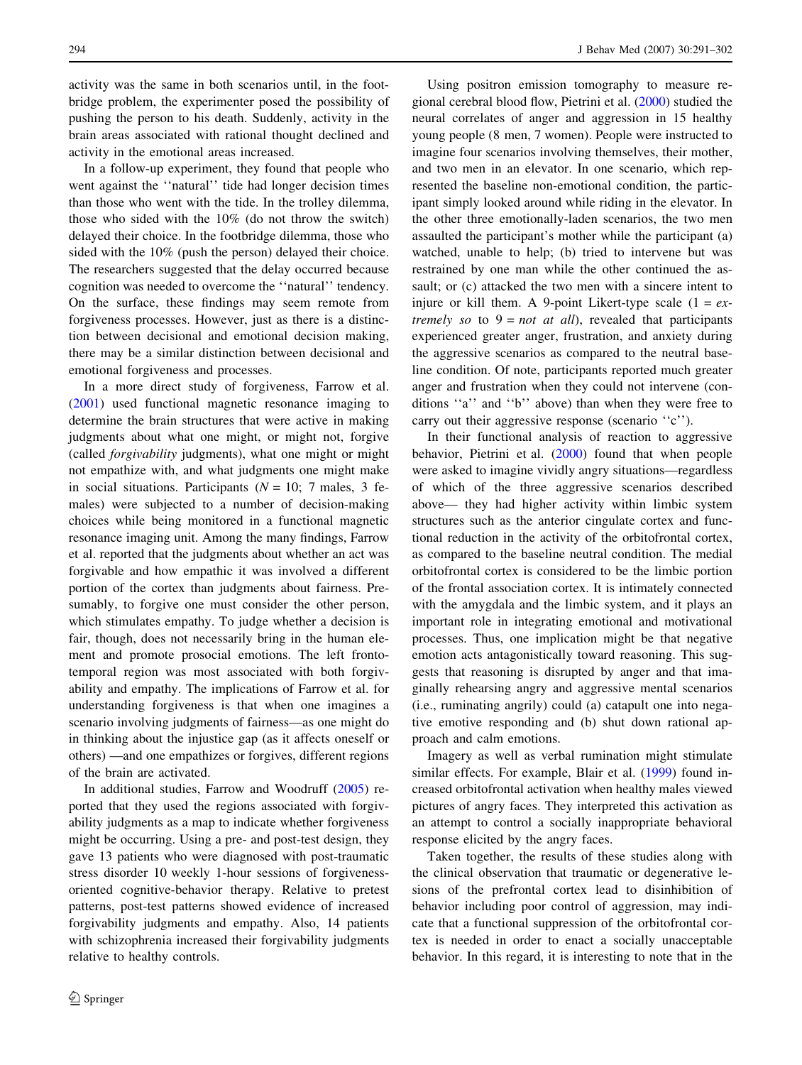activity was the same in both scenarios until, in the footbridge problem, the experimenter posed the possibility of pushing the person to his death. Suddenly, activity in the brain areas associated with rational thought declined and activity in the emotional areas increased.

In a follow-up experiment, they found that people who went against the ''natural'' tide had longer decision times than those who went with the tide. In the trolley dilemma, those who sided with the 10% (do not throw the switch) delayed their choice. In the footbridge dilemma, those who sided with the 10% (push the person) delayed their choice. The researchers suggested that the delay occurred because cognition was needed to overcome the ''natural'' tendency. On the surface, these findings may seem remote from forgiveness processes. However, just as there is a distinction between decisional and emotional decision making, there may be a similar distinction between decisional and emotional forgiveness and processes.

In a more direct study of forgiveness, Farrow et al. (2001) used functional magnetic resonance imaging to determine the brain structures that were active in making judgments about what one might, or might not, forgive (called *forgivability* judgments), what one might or might not empathize with, and what judgments one might make in social situations. Participants ($N = 10$; 7 males, 3 females) were subjected to a number of decision-making choices while being monitored in a functional magnetic resonance imaging unit. Among the many findings, Farrow et al. reported that the judgments about whether an act was forgivable and how empathic it was involved a different portion of the cortex than judgments about fairness. Presumably, to forgive one must consider the other person, which stimulates empathy. To judge whether a decision is fair, though, does not necessarily bring in the human element and promote prosocial emotions. The left frontotemporal region was most associated with both forgivability and empathy. The implications of Farrow et al. for understanding forgiveness is that when one imagines a scenario involving judgments of fairness—as one might do in thinking about the injustice gap (as it affects oneself or others) —and one empathizes or forgives, different regions of the brain are activated.

In additional studies, Farrow and Woodruff (2005) reported that they used the regions associated with forgivability judgments as a map to indicate whether forgiveness might be occurring. Using a pre- and post-test design, they gave 13 patients who were diagnosed with post-traumatic stress disorder 10 weekly 1-hour sessions of forgiveness-oriented cognitive-behavior therapy. Relative to pretest patterns, post-test patterns showed evidence of increased forgivability judgments and empathy. Also, 14 patients with schizophrenia increased their forgivability judgments relative to healthy controls.

Using positron emission tomography to measure regional cerebral blood flow, Pietrini et al. (2000) studied the neural correlates of anger and aggression in 15 healthy young people (8 men, 7 women). People were instructed to imagine four scenarios involving themselves, their mother, and two men in an elevator. In one scenario, which represented the baseline non-emotional condition, the participant simply looked around while riding in the elevator. In the other three emotionally-laden scenarios, the two men assaulted the participant's mother while the participant (a) watched, unable to help; (b) tried to intervene but was restrained by one man while the other continued the assault; or (c) attacked the two men with a sincere intent to injure or kill them. A 9-point Likert-type scale (1 = *extremely so* to 9 = *not at all*), revealed that participants experienced greater anger, frustration, and anxiety during the aggressive scenarios as compared to the neutral baseline condition. Of note, participants reported much greater anger and frustration when they could not intervene (conditions ''a'' and ''b'' above) than when they were free to carry out their aggressive response (scenario ''c'').

In their functional analysis of reaction to aggressive behavior, Pietrini et al. (2000) found that when people were asked to imagine vividly angry situations—regardless of which of the three aggressive scenarios described above— they had higher activity within limbic system structures such as the anterior cingulate cortex and functional reduction in the activity of the orbitofrontal cortex, as compared to the baseline neutral condition. The medial orbitofrontal cortex is considered to be the limbic portion of the frontal association cortex. It is intimately connected with the amygdala and the limbic system, and it plays an important role in integrating emotional and motivational processes. Thus, one implication might be that negative emotion acts antagonistically toward reasoning. This suggests that reasoning is disrupted by anger and that imaginally rehearsing angry and aggressive mental scenarios (i.e., ruminating angrily) could (a) catapult one into negative emotive responding and (b) shut down rational approach and calm emotions.

Imagery as well as verbal rumination might stimulate similar effects. For example, Blair et al. (1999) found increased orbitofrontal activation when healthy males viewed pictures of angry faces. They interpreted this activation as an attempt to control a socially inappropriate behavioral response elicited by the angry faces.

Taken together, the results of these studies along with the clinical observation that traumatic or degenerative lesions of the prefrontal cortex lead to disinhibition of behavior including poor control of aggression, may indicate that a functional suppression of the orbitofrontal cortex is needed in order to enact a socially unacceptable behavior. In this regard, it is interesting to note that in the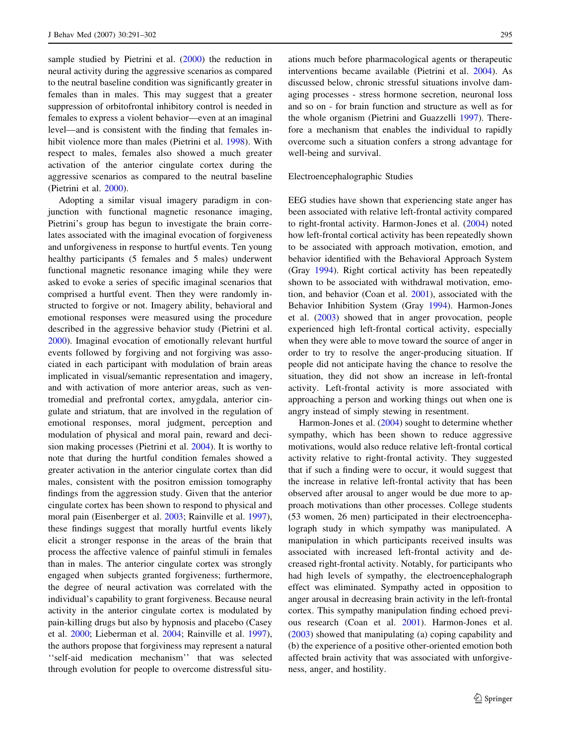sample studied by Pietrini et al. (2000) the reduction in neural activity during the aggressive scenarios as compared to the neutral baseline condition was significantly greater in females than in males. This may suggest that a greater suppression of orbitofrontal inhibitory control is needed in females to express a violent behavior—even at an imaginal level—and is consistent with the finding that females inhibit violence more than males (Pietrini et al. 1998). With respect to males, females also showed a much greater activation of the anterior cingulate cortex during the aggressive scenarios as compared to the neutral baseline (Pietrini et al. 2000).

Adopting a similar visual imagery paradigm in conjunction with functional magnetic resonance imaging, Pietrini's group has begun to investigate the brain correlates associated with the imaginal evocation of forgiveness and unforgiveness in response to hurtful events. Ten young healthy participants (5 females and 5 males) underwent functional magnetic resonance imaging while they were asked to evoke a series of specific imaginal scenarios that comprised a hurtful event. Then they were randomly instructed to forgive or not. Imagery ability, behavioral and emotional responses were measured using the procedure described in the aggressive behavior study (Pietrini et al. 2000). Imaginal evocation of emotionally relevant hurtful events followed by forgiving and not forgiving was associated in each participant with modulation of brain areas implicated in visual/semantic representation and imagery, and with activation of more anterior areas, such as ventromedial and prefrontal cortex, amygdala, anterior cingulate and striatum, that are involved in the regulation of emotional responses, moral judgment, perception and modulation of physical and moral pain, reward and decision making processes (Pietrini et al. 2004). It is worthy to note that during the hurtful condition females showed a greater activation in the anterior cingulate cortex than did males, consistent with the positron emission tomography findings from the aggression study. Given that the anterior cingulate cortex has been shown to respond to physical and moral pain (Eisenberger et al. 2003; Rainville et al. 1997), these findings suggest that morally hurtful events likely elicit a stronger response in the areas of the brain that process the affective valence of painful stimuli in females than in males. The anterior cingulate cortex was strongly engaged when subjects granted forgiveness; furthermore, the degree of neural activation was correlated with the individual's capability to grant forgiveness. Because neural activity in the anterior cingulate cortex is modulated by pain-killing drugs but also by hypnosis and placebo (Casey et al. 2000; Lieberman et al. 2004; Rainville et al. 1997), the authors propose that forgiveness may represent a natural ''self-aid medication mechanism'' that was selected through evolution for people to overcome distressful situations much before pharmacological agents or therapeutic interventions became available (Pietrini et al. 2004). As discussed below, chronic stressful situations involve damaging processes - stress hormone secretion, neuronal loss and so on - for brain function and structure as well as for the whole organism (Pietrini and Guazzelli 1997). Therefore a mechanism that enables the individual to rapidly overcome such a situation confers a strong advantage for well-being and survival.

### Electroencephalographic Studies

EEG studies have shown that experiencing state anger has been associated with relative left-frontal activity compared to right-frontal activity. Harmon-Jones et al. (2004) noted how left-frontal cortical activity has been repeatedly shown to be associated with approach motivation, emotion, and behavior identified with the Behavioral Approach System (Gray 1994). Right cortical activity has been repeatedly shown to be associated with withdrawal motivation, emotion, and behavior (Coan et al. 2001), associated with the Behavior Inhibition System (Gray 1994). Harmon-Jones et al. (2003) showed that in anger provocation, people experienced high left-frontal cortical activity, especially when they were able to move toward the source of anger in order to try to resolve the anger-producing situation. If people did not anticipate having the chance to resolve the situation, they did not show an increase in left-frontal activity. Left-frontal activity is more associated with approaching a person and working things out when one is angry instead of simply stewing in resentment.

Harmon-Jones et al. (2004) sought to determine whether sympathy, which has been shown to reduce aggressive motivations, would also reduce relative left-frontal cortical activity relative to right-frontal activity. They suggested that if such a finding were to occur, it would suggest that the increase in relative left-frontal activity that has been observed after arousal to anger would be due more to approach motivations than other processes. College students (53 women, 26 men) participated in their electroencephalograph study in which sympathy was manipulated. A manipulation in which participants received insults was associated with increased left-frontal activity and decreased right-frontal activity. Notably, for participants who had high levels of sympathy, the electroencephalograph effect was eliminated. Sympathy acted in opposition to anger arousal in decreasing brain activity in the left-frontal cortex. This sympathy manipulation finding echoed previous research (Coan et al. 2001). Harmon-Jones et al. (2003) showed that manipulating (a) coping capability and (b) the experience of a positive other-oriented emotion both affected brain activity that was associated with unforgiveness, anger, and hostility.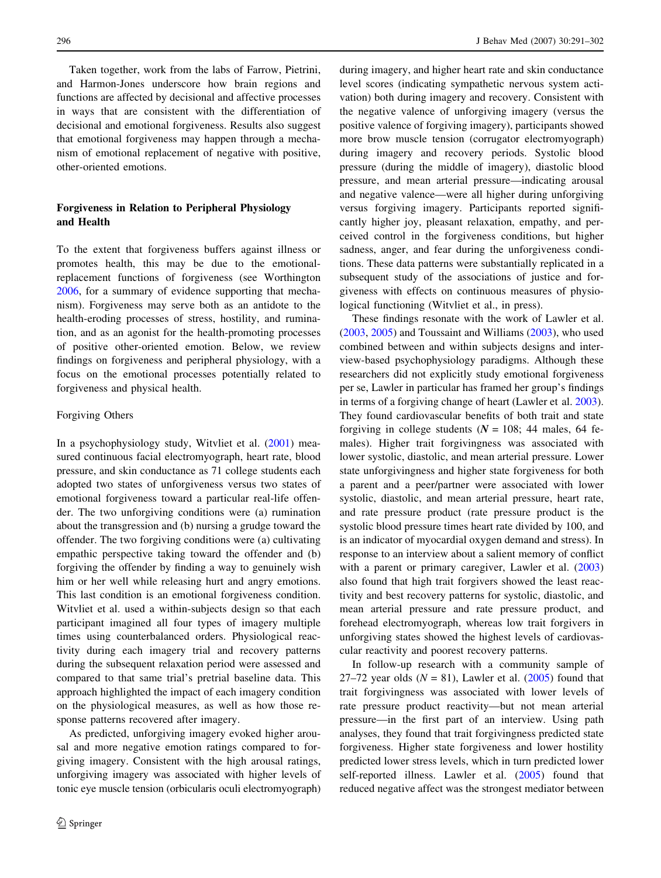Taken together, work from the labs of Farrow, Pietrini, and Harmon-Jones underscore how brain regions and functions are affected by decisional and affective processes in ways that are consistent with the differentiation of decisional and emotional forgiveness. Results also suggest that emotional forgiveness may happen through a mechanism of emotional replacement of negative with positive, other-oriented emotions.

## Forgiveness in Relation to Peripheral Physiology and Health

To the extent that forgiveness buffers against illness or promotes health, this may be due to the emotional-replacement functions of forgiveness (see Worthington 2006, for a summary of evidence supporting that mechanism). Forgiveness may serve both as an antidote to the health-eroding processes of stress, hostility, and rumination, and as an agonist for the health-promoting processes of positive other-oriented emotion. Below, we review findings on forgiveness and peripheral physiology, with a focus on the emotional processes potentially related to forgiveness and physical health.

### Forgiving Others

In a psychophysiology study, Witvliet et al. (2001) measured continuous facial electromyograph, heart rate, blood pressure, and skin conductance as 71 college students each adopted two states of unforgiveness versus two states of emotional forgiveness toward a particular real-life offender. The two unforgiving conditions were (a) rumination about the transgression and (b) nursing a grudge toward the offender. The two forgiving conditions were (a) cultivating empathic perspective taking toward the offender and (b) forgiving the offender by finding a way to genuinely wish him or her well while releasing hurt and angry emotions. This last condition is an emotional forgiveness condition. Witvliet et al. used a within-subjects design so that each participant imagined all four types of imagery multiple times using counterbalanced orders. Physiological reactivity during each imagery trial and recovery patterns during the subsequent relaxation period were assessed and compared to that same trial's pretrial baseline data. This approach highlighted the impact of each imagery condition on the physiological measures, as well as how those response patterns recovered after imagery.

As predicted, unforgiving imagery evoked higher arousal and more negative emotion ratings compared to forgiving imagery. Consistent with the high arousal ratings, unforgiving imagery was associated with higher levels of tonic eye muscle tension (orbicularis oculi electromyograph) during imagery, and higher heart rate and skin conductance level scores (indicating sympathetic nervous system activation) both during imagery and recovery. Consistent with the negative valence of unforgiving imagery (versus the positive valence of forgiving imagery), participants showed more brow muscle tension (corrugator electromyograph) during imagery and recovery periods. Systolic blood pressure (during the middle of imagery), diastolic blood pressure, and mean arterial pressure—indicating arousal and negative valence—were all higher during unforgiving versus forgiving imagery. Participants reported significantly higher joy, pleasant relaxation, empathy, and perceived control in the forgiveness conditions, but higher sadness, anger, and fear during the unforgiveness conditions. These data patterns were substantially replicated in a subsequent study of the associations of justice and forgiveness with effects on continuous measures of physiological functioning (Witvliet et al., in press).

These findings resonate with the work of Lawler et al. (2003, 2005) and Toussaint and Williams (2003), who used combined between and within subjects designs and interview-based psychophysiology paradigms. Although these researchers did not explicitly study emotional forgiveness per se, Lawler in particular has framed her group's findings in terms of a forgiving change of heart (Lawler et al. 2003). They found cardiovascular benefits of both trait and state forgiving in college students ($N = 108$; 44 males, 64 females). Higher trait forgivingness was associated with lower systolic, diastolic, and mean arterial pressure. Lower state unforgivingness and higher state forgiveness for both a parent and a peer/partner were associated with lower systolic, diastolic, and mean arterial pressure, heart rate, and rate pressure product (rate pressure product is the systolic blood pressure times heart rate divided by 100, and is an indicator of myocardial oxygen demand and stress). In response to an interview about a salient memory of conflict with a parent or primary caregiver, Lawler et al. (2003) also found that high trait forgivers showed the least reactivity and best recovery patterns for systolic, diastolic, and mean arterial pressure and rate pressure product, and forehead electromyograph, whereas low trait forgivers in unforgiving states showed the highest levels of cardiovascular reactivity and poorest recovery patterns.

In follow-up research with a community sample of 27–72 year olds ($N = 81$), Lawler et al. (2005) found that trait forgivingness was associated with lower levels of rate pressure product reactivity—but not mean arterial pressure—in the first part of an interview. Using path analyses, they found that trait forgivingness predicted state forgiveness. Higher state forgiveness and lower hostility predicted lower stress levels, which in turn predicted lower self-reported illness. Lawler et al. (2005) found that reduced negative affect was the strongest mediator between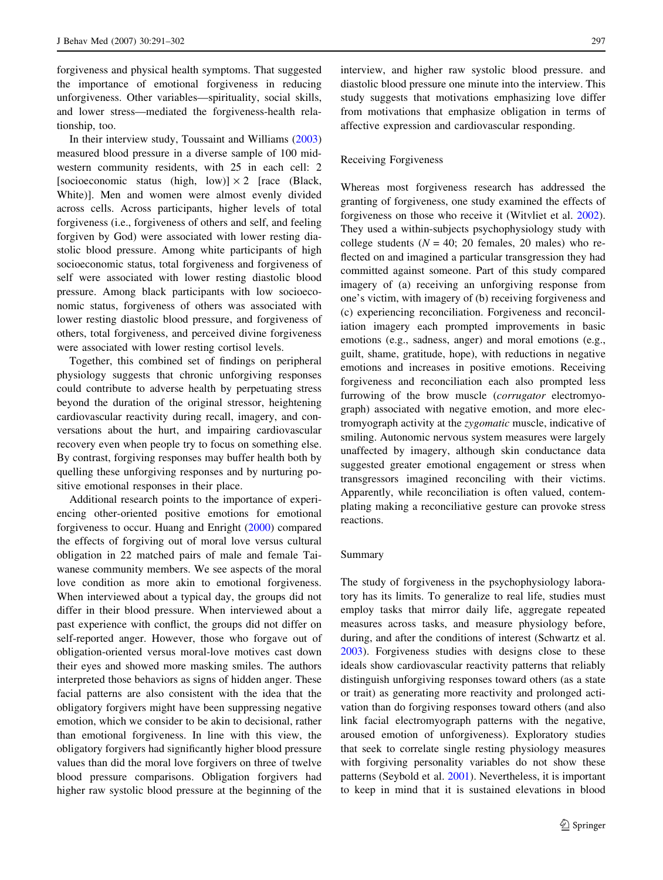forgiveness and physical health symptoms. That suggested the importance of emotional forgiveness in reducing unforgiveness. Other variables—spirituality, social skills, and lower stress—mediated the forgiveness-health relationship, too.

In their interview study, Toussaint and Williams (2003) measured blood pressure in a diverse sample of 100 midwestern community residents, with 25 in each cell: 2 [socioeconomic status (high, low)] × 2 [race (Black, White)]. Men and women were almost evenly divided across cells. Across participants, higher levels of total forgiveness (i.e., forgiveness of others and self, and feeling forgiven by God) were associated with lower resting diastolic blood pressure. Among white participants of high socioeconomic status, total forgiveness and forgiveness of self were associated with lower resting diastolic blood pressure. Among black participants with low socioeconomic status, forgiveness of others was associated with lower resting diastolic blood pressure, and forgiveness of others, total forgiveness, and perceived divine forgiveness were associated with lower resting cortisol levels.

Together, this combined set of findings on peripheral physiology suggests that chronic unforgiving responses could contribute to adverse health by perpetuating stress beyond the duration of the original stressor, heightening cardiovascular reactivity during recall, imagery, and conversations about the hurt, and impairing cardiovascular recovery even when people try to focus on something else. By contrast, forgiving responses may buffer health both by quelling these unforgiving responses and by nurturing positive emotional responses in their place.

Additional research points to the importance of experiencing other-oriented positive emotions for emotional forgiveness to occur. Huang and Enright (2000) compared the effects of forgiving out of moral love versus cultural obligation in 22 matched pairs of male and female Taiwanese community members. We see aspects of the moral love condition as more akin to emotional forgiveness. When interviewed about a typical day, the groups did not differ in their blood pressure. When interviewed about a past experience with conflict, the groups did not differ on self-reported anger. However, those who forgave out of obligation-oriented versus moral-love motives cast down their eyes and showed more masking smiles. The authors interpreted those behaviors as signs of hidden anger. These facial patterns are also consistent with the idea that the obligatory forgivers might have been suppressing negative emotion, which we consider to be akin to decisional, rather than emotional forgiveness. In line with this view, the obligatory forgivers had significantly higher blood pressure values than did the moral love forgivers on three of twelve blood pressure comparisons. Obligation forgivers had higher raw systolic blood pressure at the beginning of the interview, and higher raw systolic blood pressure. and diastolic blood pressure one minute into the interview. This study suggests that motivations emphasizing love differ from motivations that emphasize obligation in terms of affective expression and cardiovascular responding.

## Receiving Forgiveness

Whereas most forgiveness research has addressed the granting of forgiveness, one study examined the effects of forgiveness on those who receive it (Witvliet et al. 2002). They used a within-subjects psychophysiology study with college students ($N = 40$; 20 females, 20 males) who reflected on and imagined a particular transgression they had committed against someone. Part of this study compared imagery of (a) receiving an unforgiving response from one's victim, with imagery of (b) receiving forgiveness and (c) experiencing reconciliation. Forgiveness and reconciliation imagery each prompted improvements in basic emotions (e.g., sadness, anger) and moral emotions (e.g., guilt, shame, gratitude, hope), with reductions in negative emotions and increases in positive emotions. Receiving forgiveness and reconciliation each also prompted less furrowing of the brow muscle (*corrugator* electromyograph) associated with negative emotion, and more electromyograph activity at the *zygomatic* muscle, indicative of smiling. Autonomic nervous system measures were largely unaffected by imagery, although skin conductance data suggested greater emotional engagement or stress when transgressors imagined reconciling with their victims. Apparently, while reconciliation is often valued, contemplating making a reconciliative gesture can provoke stress reactions.

## Summary

The study of forgiveness in the psychophysiology laboratory has its limits. To generalize to real life, studies must employ tasks that mirror daily life, aggregate repeated measures across tasks, and measure physiology before, during, and after the conditions of interest (Schwartz et al. 2003). Forgiveness studies with designs close to these ideals show cardiovascular reactivity patterns that reliably distinguish unforgiving responses toward others (as a state or trait) as generating more reactivity and prolonged activation than do forgiving responses toward others (and also link facial electromyograph patterns with the negative, aroused emotion of unforgiveness). Exploratory studies that seek to correlate single resting physiology measures with forgiving personality variables do not show these patterns (Seybold et al. 2001). Nevertheless, it is important to keep in mind that it is sustained elevations in blood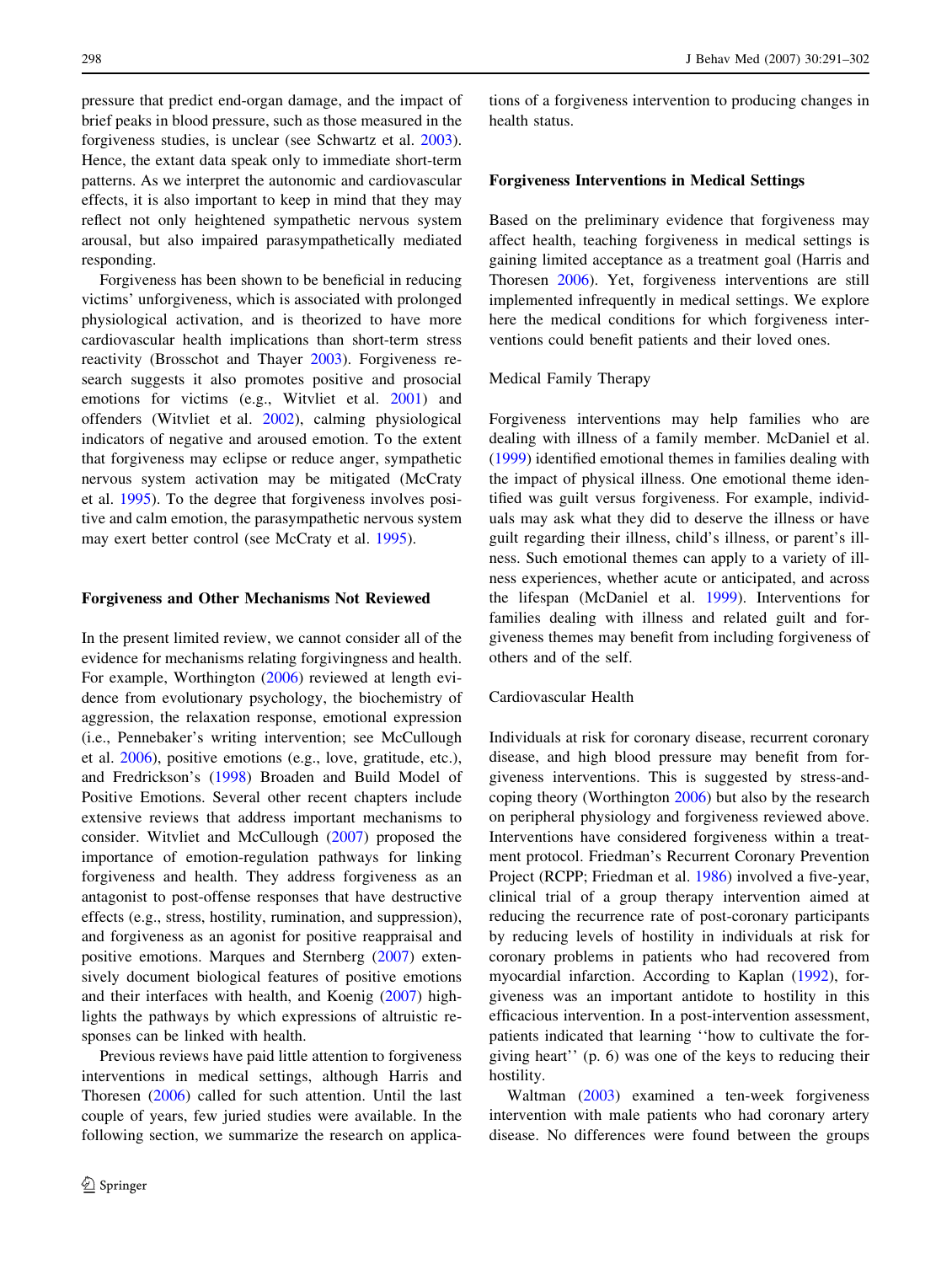pressure that predict end-organ damage, and the impact of brief peaks in blood pressure, such as those measured in the forgiveness studies, is unclear (see Schwartz et al. 2003). Hence, the extant data speak only to immediate short-term patterns. As we interpret the autonomic and cardiovascular effects, it is also important to keep in mind that they may reflect not only heightened sympathetic nervous system arousal, but also impaired parasympathetically mediated responding.

Forgiveness has been shown to be beneficial in reducing victims' unforgiveness, which is associated with prolonged physiological activation, and is theorized to have more cardiovascular health implications than short-term stress reactivity (Brosschot and Thayer 2003). Forgiveness research suggests it also promotes positive and prosocial emotions for victims (e.g., Witvliet et al. 2001) and offenders (Witvliet et al. 2002), calming physiological indicators of negative and aroused emotion. To the extent that forgiveness may eclipse or reduce anger, sympathetic nervous system activation may be mitigated (McCraty et al. 1995). To the degree that forgiveness involves positive and calm emotion, the parasympathetic nervous system may exert better control (see McCraty et al. 1995).

## Forgiveness and Other Mechanisms Not Reviewed

In the present limited review, we cannot consider all of the evidence for mechanisms relating forgivingness and health. For example, Worthington (2006) reviewed at length evidence from evolutionary psychology, the biochemistry of aggression, the relaxation response, emotional expression (i.e., Pennebaker's writing intervention; see McCullough et al. 2006), positive emotions (e.g., love, gratitude, etc.), and Fredrickson's (1998) Broaden and Build Model of Positive Emotions. Several other recent chapters include extensive reviews that address important mechanisms to consider. Witvliet and McCullough (2007) proposed the importance of emotion-regulation pathways for linking forgiveness and health. They address forgiveness as an antagonist to post-offense responses that have destructive effects (e.g., stress, hostility, rumination, and suppression), and forgiveness as an agonist for positive reappraisal and positive emotions. Marques and Sternberg (2007) extensively document biological features of positive emotions and their interfaces with health, and Koenig (2007) highlights the pathways by which expressions of altruistic responses can be linked with health.

Previous reviews have paid little attention to forgiveness interventions in medical settings, although Harris and Thoresen (2006) called for such attention. Until the last couple of years, few juried studies were available. In the following section, we summarize the research on applications of a forgiveness intervention to producing changes in health status.

## Forgiveness Interventions in Medical Settings

Based on the preliminary evidence that forgiveness may affect health, teaching forgiveness in medical settings is gaining limited acceptance as a treatment goal (Harris and Thoresen 2006). Yet, forgiveness interventions are still implemented infrequently in medical settings. We explore here the medical conditions for which forgiveness interventions could benefit patients and their loved ones.

### Medical Family Therapy

Forgiveness interventions may help families who are dealing with illness of a family member. McDaniel et al. (1999) identified emotional themes in families dealing with the impact of physical illness. One emotional theme identified was guilt versus forgiveness. For example, individuals may ask what they did to deserve the illness or have guilt regarding their illness, child's illness, or parent's illness. Such emotional themes can apply to a variety of illness experiences, whether acute or anticipated, and across the lifespan (McDaniel et al. 1999). Interventions for families dealing with illness and related guilt and forgiveness themes may benefit from including forgiveness of others and of the self.

### Cardiovascular Health

Individuals at risk for coronary disease, recurrent coronary disease, and high blood pressure may benefit from forgiveness interventions. This is suggested by stress-and-coping theory (Worthington 2006) but also by the research on peripheral physiology and forgiveness reviewed above. Interventions have considered forgiveness within a treatment protocol. Friedman's Recurrent Coronary Prevention Project (RCPP; Friedman et al. 1986) involved a five-year, clinical trial of a group therapy intervention aimed at reducing the recurrence rate of post-coronary participants by reducing levels of hostility in individuals at risk for coronary problems in patients who had recovered from myocardial infarction. According to Kaplan (1992), forgiveness was an important antidote to hostility in this efficacious intervention. In a post-intervention assessment, patients indicated that learning ''how to cultivate the forgiving heart'' (p. 6) was one of the keys to reducing their hostility.

Waltman (2003) examined a ten-week forgiveness intervention with male patients who had coronary artery disease. No differences were found between the groups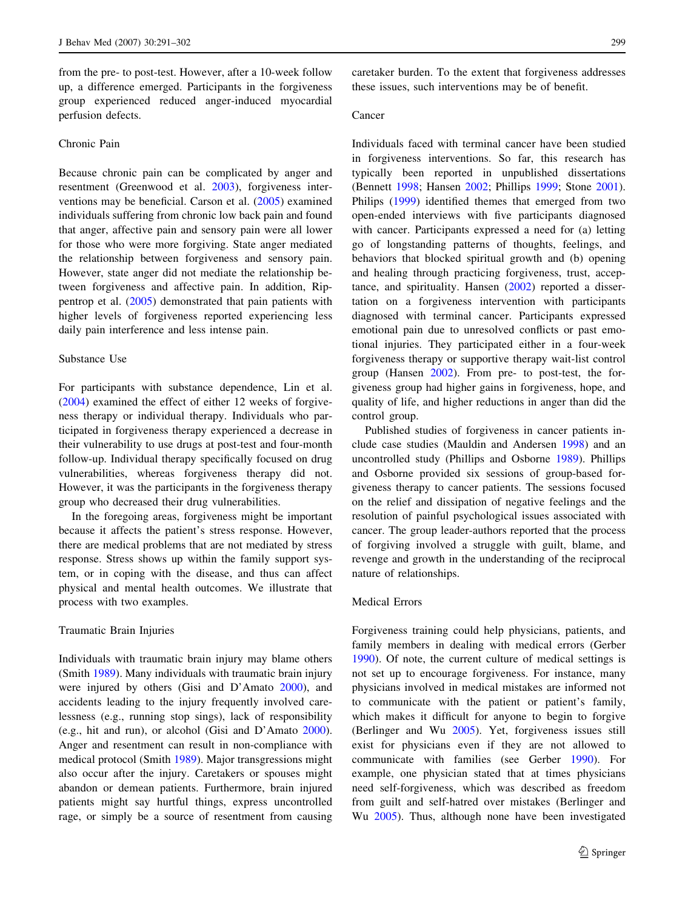from the pre- to post-test. However, after a 10-week follow up, a difference emerged. Participants in the forgiveness group experienced reduced anger-induced myocardial perfusion defects.

### Chronic Pain

Because chronic pain can be complicated by anger and resentment (Greenwood et al. 2003), forgiveness interventions may be beneficial. Carson et al. (2005) examined individuals suffering from chronic low back pain and found that anger, affective pain and sensory pain were all lower for those who were more forgiving. State anger mediated the relationship between forgiveness and sensory pain. However, state anger did not mediate the relationship between forgiveness and affective pain. In addition, Rippentrop et al. (2005) demonstrated that pain patients with higher levels of forgiveness reported experiencing less daily pain interference and less intense pain.

### Substance Use

For participants with substance dependence, Lin et al. (2004) examined the effect of either 12 weeks of forgiveness therapy or individual therapy. Individuals who participated in forgiveness therapy experienced a decrease in their vulnerability to use drugs at post-test and four-month follow-up. Individual therapy specifically focused on drug vulnerabilities, whereas forgiveness therapy did not. However, it was the participants in the forgiveness therapy group who decreased their drug vulnerabilities.

In the foregoing areas, forgiveness might be important because it affects the patient's stress response. However, there are medical problems that are not mediated by stress response. Stress shows up within the family support system, or in coping with the disease, and thus can affect physical and mental health outcomes. We illustrate that process with two examples.

### Traumatic Brain Injuries

Individuals with traumatic brain injury may blame others (Smith 1989). Many individuals with traumatic brain injury were injured by others (Gisi and D'Amato 2000), and accidents leading to the injury frequently involved carelessness (e.g., running stop sings), lack of responsibility (e.g., hit and run), or alcohol (Gisi and D'Amato 2000). Anger and resentment can result in non-compliance with medical protocol (Smith 1989). Major transgressions might also occur after the injury. Caretakers or spouses might abandon or demean patients. Furthermore, brain injured patients might say hurtful things, express uncontrolled rage, or simply be a source of resentment from causing caretaker burden. To the extent that forgiveness addresses these issues, such interventions may be of benefit.

### Cancer

Individuals faced with terminal cancer have been studied in forgiveness interventions. So far, this research has typically been reported in unpublished dissertations (Bennett 1998; Hansen 2002; Phillips 1999; Stone 2001). Philips (1999) identified themes that emerged from two open-ended interviews with five participants diagnosed with cancer. Participants expressed a need for (a) letting go of longstanding patterns of thoughts, feelings, and behaviors that blocked spiritual growth and (b) opening and healing through practicing forgiveness, trust, acceptance, and spirituality. Hansen (2002) reported a dissertation on a forgiveness intervention with participants diagnosed with terminal cancer. Participants expressed emotional pain due to unresolved conflicts or past emotional injuries. They participated either in a four-week forgiveness therapy or supportive therapy wait-list control group (Hansen 2002). From pre- to post-test, the forgiveness group had higher gains in forgiveness, hope, and quality of life, and higher reductions in anger than did the control group.

Published studies of forgiveness in cancer patients include case studies (Mauldin and Andersen 1998) and an uncontrolled study (Phillips and Osborne 1989). Phillips and Osborne provided six sessions of group-based forgiveness therapy to cancer patients. The sessions focused on the relief and dissipation of negative feelings and the resolution of painful psychological issues associated with cancer. The group leader-authors reported that the process of forgiving involved a struggle with guilt, blame, and revenge and growth in the understanding of the reciprocal nature of relationships.

### Medical Errors

Forgiveness training could help physicians, patients, and family members in dealing with medical errors (Gerber 1990). Of note, the current culture of medical settings is not set up to encourage forgiveness. For instance, many physicians involved in medical mistakes are informed not to communicate with the patient or patient's family, which makes it difficult for anyone to begin to forgive (Berlinger and Wu 2005). Yet, forgiveness issues still exist for physicians even if they are not allowed to communicate with families (see Gerber 1990). For example, one physician stated that at times physicians need self-forgiveness, which was described as freedom from guilt and self-hatred over mistakes (Berlinger and Wu 2005). Thus, although none have been investigated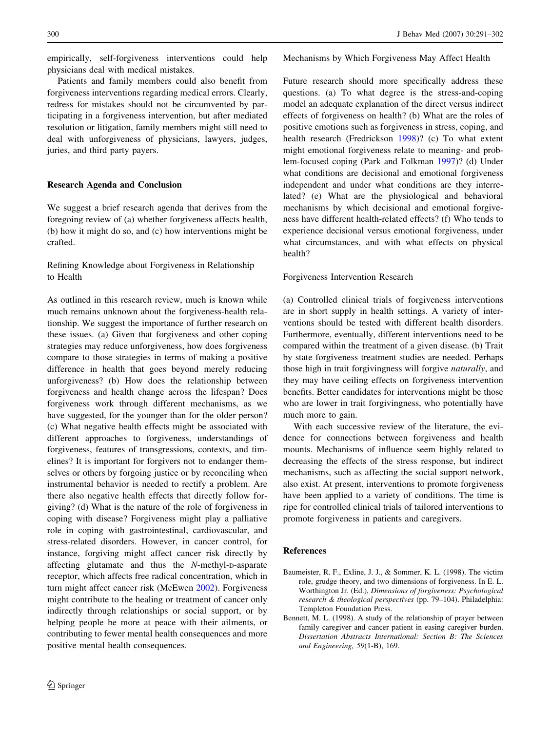empirically, self-forgiveness interventions could help physicians deal with medical mistakes.

Patients and family members could also benefit from forgiveness interventions regarding medical errors. Clearly, redress for mistakes should not be circumvented by participating in a forgiveness intervention, but after mediated resolution or litigation, family members might still need to deal with unforgiveness of physicians, lawyers, judges, juries, and third party payers.

## Research Agenda and Conclusion

We suggest a brief research agenda that derives from the foregoing review of (a) whether forgiveness affects health, (b) how it might do so, and (c) how interventions might be crafted.

### Refining Knowledge about Forgiveness in Relationship to Health

As outlined in this research review, much is known while much remains unknown about the forgiveness-health relationship. We suggest the importance of further research on these issues. (a) Given that forgiveness and other coping strategies may reduce unforgiveness, how does forgiveness compare to those strategies in terms of making a positive difference in health that goes beyond merely reducing unforgiveness? (b) How does the relationship between forgiveness and health change across the lifespan? Does forgiveness work through different mechanisms, as we have suggested, for the younger than for the older person? (c) What negative health effects might be associated with different approaches to forgiveness, understandings of forgiveness, features of transgressions, contexts, and timelines? It is important for forgivers not to endanger themselves or others by forgoing justice or by reconciling when instrumental behavior is needed to rectify a problem. Are there also negative health effects that directly follow forgiving? (d) What is the nature of the role of forgiveness in coping with disease? Forgiveness might play a palliative role in coping with gastrointestinal, cardiovascular, and stress-related disorders. However, in cancer control, for instance, forgiving might affect cancer risk directly by affecting glutamate and thus the *N*-methyl-D-asparate receptor, which affects free radical concentration, which in turn might affect cancer risk (McEwen 2002). Forgiveness might contribute to the healing or treatment of cancer only indirectly through relationships or social support, or by helping people be more at peace with their ailments, or contributing to fewer mental health consequences and more positive mental health consequences.

### Mechanisms by Which Forgiveness May Affect Health

Future research should more specifically address these questions. (a) To what degree is the stress-and-coping model an adequate explanation of the direct versus indirect effects of forgiveness on health? (b) What are the roles of positive emotions such as forgiveness in stress, coping, and health research (Fredrickson 1998)? (c) To what extent might emotional forgiveness relate to meaning- and problem-focused coping (Park and Folkman 1997)? (d) Under what conditions are decisional and emotional forgiveness independent and under what conditions are they interrelated? (e) What are the physiological and behavioral mechanisms by which decisional and emotional forgiveness have different health-related effects? (f) Who tends to experience decisional versus emotional forgiveness, under what circumstances, and with what effects on physical health?

### Forgiveness Intervention Research

(a) Controlled clinical trials of forgiveness interventions are in short supply in health settings. A variety of interventions should be tested with different health disorders. Furthermore, eventually, different interventions need to be compared within the treatment of a given disease. (b) Trait by state forgiveness treatment studies are needed. Perhaps those high in trait forgivingness will forgive *naturally*, and they may have ceiling effects on forgiveness intervention benefits. Better candidates for interventions might be those who are lower in trait forgivingness, who potentially have much more to gain.

With each successive review of the literature, the evidence for connections between forgiveness and health mounts. Mechanisms of influence seem highly related to decreasing the effects of the stress response, but indirect mechanisms, such as affecting the social support network, also exist. At present, interventions to promote forgiveness have been applied to a variety of conditions. The time is ripe for controlled clinical trials of tailored interventions to promote forgiveness in patients and caregivers.

## References

Baumeister, R. F., Exline, J. J., & Sommer, K. L. (1998). The victim role, grudge theory, and two dimensions of forgiveness. In E. L. Worthington Jr. (Ed.), *Dimensions of forgiveness: Psychological research & theological perspectives* (pp. 79–104). Philadelphia: Templeton Foundation Press.

Bennett, M. L. (1998). A study of the relationship of prayer between family caregiver and cancer patient in easing caregiver burden. *Dissertation Abstracts International: Section B: The Sciences and Engineering, 59*(1-B), 169.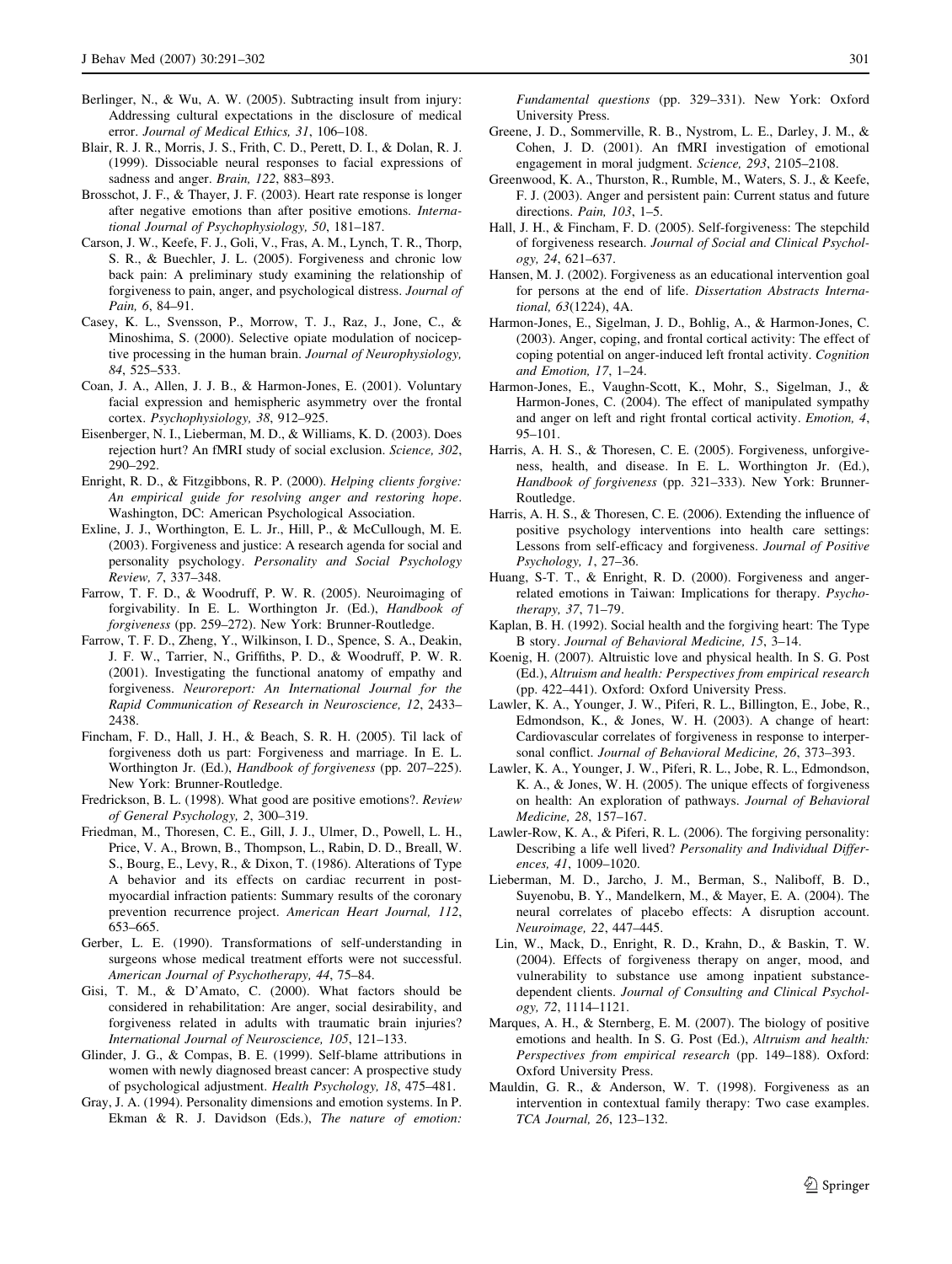Berlinger, N., & Wu, A. W. (2005). Subtracting insult from injury: Addressing cultural expectations in the disclosure of medical error. *Journal of Medical Ethics, 31*, 106–108.

Blair, R. J. R., Morris, J. S., Frith, C. D., Perett, D. I., & Dolan, R. J. (1999). Dissociable neural responses to facial expressions of sadness and anger. *Brain, 122*, 883–893.

Brosschot, J. F., & Thayer, J. F. (2003). Heart rate response is longer after negative emotions than after positive emotions. *International Journal of Psychophysiology, 50*, 181–187.

Carson, J. W., Keefe, F. J., Goli, V., Fras, A. M., Lynch, T. R., Thorp, S. R., & Buechler, J. L. (2005). Forgiveness and chronic low back pain: A preliminary study examining the relationship of forgiveness to pain, anger, and psychological distress. *Journal of Pain, 6*, 84–91.

Casey, K. L., Svensson, P., Morrow, T. J., Raz, J., Jone, C., & Minoshima, S. (2000). Selective opiate modulation of nociceptive processing in the human brain. *Journal of Neurophysiology, 84*, 525–533.

Coan, J. A., Allen, J. J. B., & Harmon-Jones, E. (2001). Voluntary facial expression and hemispheric asymmetry over the frontal cortex. *Psychophysiology, 38*, 912–925.

Eisenberger, N. I., Lieberman, M. D., & Williams, K. D. (2003). Does rejection hurt? An fMRI study of social exclusion. *Science, 302*, 290–292.

Enright, R. D., & Fitzgibbons, R. P. (2000). *Helping clients forgive: An empirical guide for resolving anger and restoring hope*. Washington, DC: American Psychological Association.

Exline, J. J., Worthington, E. L. Jr., Hill, P., & McCullough, M. E. (2003). Forgiveness and justice: A research agenda for social and personality psychology. *Personality and Social Psychology Review, 7*, 337–348.

Farrow, T. F. D., & Woodruff, P. W. R. (2005). Neuroimaging of forgivability. In E. L. Worthington Jr. (Ed.), *Handbook of forgiveness* (pp. 259–272). New York: Brunner-Routledge.

Farrow, T. F. D., Zheng, Y., Wilkinson, I. D., Spence, S. A., Deakin, J. F. W., Tarrier, N., Griffiths, P. D., & Woodruff, P. W. R. (2001). Investigating the functional anatomy of empathy and forgiveness. *Neuroreport: An International Journal for the Rapid Communication of Research in Neuroscience, 12*, 2433–2438.

Fincham, F. D., Hall, J. H., & Beach, S. R. H. (2005). Til lack of forgiveness doth us part: Forgiveness and marriage. In E. L. Worthington Jr. (Ed.), *Handbook of forgiveness* (pp. 207–225). New York: Brunner-Routledge.

Fredrickson, B. L. (1998). What good are positive emotions?. *Review of General Psychology, 2*, 300–319.

Friedman, M., Thoresen, C. E., Gill, J. J., Ulmer, D., Powell, L. H., Price, V. A., Brown, B., Thompson, L., Rabin, D. D., Breall, W. S., Bourg, E., Levy, R., & Dixon, T. (1986). Alterations of Type A behavior and its effects on cardiac recurrent in post-myocardial infraction patients: Summary results of the coronary prevention recurrence project. *American Heart Journal, 112*, 653–665.

Gerber, L. E. (1990). Transformations of self-understanding in surgeons whose medical treatment efforts were not successful. *American Journal of Psychotherapy, 44*, 75–84.

Gisi, T. M., & D'Amato, C. (2000). What factors should be considered in rehabilitation: Are anger, social desirability, and forgiveness related in adults with traumatic brain injuries? *International Journal of Neuroscience, 105*, 121–133.

Glinder, J. G., & Compas, B. E. (1999). Self-blame attributions in women with newly diagnosed breast cancer: A prospective study of psychological adjustment. *Health Psychology, 18*, 475–481.

Gray, J. A. (1994). Personality dimensions and emotion systems. In P. Ekman & R. J. Davidson (Eds.), *The nature of emotion: Fundamental questions* (pp. 329–331). New York: Oxford University Press.

Greene, J. D., Sommerville, R. B., Nystrom, L. E., Darley, J. M., & Cohen, J. D. (2001). An fMRI investigation of emotional engagement in moral judgment. *Science, 293*, 2105–2108.

Greenwood, K. A., Thurston, R., Rumble, M., Waters, S. J., & Keefe, F. J. (2003). Anger and persistent pain: Current status and future directions. *Pain, 103*, 1–5.

Hall, J. H., & Fincham, F. D. (2005). Self-forgiveness: The stepchild of forgiveness research. *Journal of Social and Clinical Psychology, 24*, 621–637.

Hansen, M. J. (2002). Forgiveness as an educational intervention goal for persons at the end of life. *Dissertation Abstracts International, 63*(1224), 4A.

Harmon-Jones, E., Sigelman, J. D., Bohlig, A., & Harmon-Jones, C. (2003). Anger, coping, and frontal cortical activity: The effect of coping potential on anger-induced left frontal activity. *Cognition and Emotion, 17*, 1–24.

Harmon-Jones, E., Vaughn-Scott, K., Mohr, S., Sigelman, J., & Harmon-Jones, C. (2004). The effect of manipulated sympathy and anger on left and right frontal cortical activity. *Emotion, 4*, 95–101.

Harris, A. H. S., & Thoresen, C. E. (2005). Forgiveness, unforgiveness, health, and disease. In E. L. Worthington Jr. (Ed.), *Handbook of forgiveness* (pp. 321–333). New York: Brunner-Routledge.

Harris, A. H. S., & Thoresen, C. E. (2006). Extending the influence of positive psychology interventions into health care settings: Lessons from self-efficacy and forgiveness. *Journal of Positive Psychology, 1*, 27–36.

Huang, S-T. T., & Enright, R. D. (2000). Forgiveness and anger-related emotions in Taiwan: Implications for therapy. *Psychotherapy, 37*, 71–79.

Kaplan, B. H. (1992). Social health and the forgiving heart: The Type B story. *Journal of Behavioral Medicine, 15*, 3–14.

Koenig, H. (2007). Altruistic love and physical health. In S. G. Post (Ed.), *Altruism and health: Perspectives from empirical research* (pp. 422–441). Oxford: Oxford University Press.

Lawler, K. A., Younger, J. W., Piferi, R. L., Billington, E., Jobe, R., Edmondson, K., & Jones, W. H. (2003). A change of heart: Cardiovascular correlates of forgiveness in response to interpersonal conflict. *Journal of Behavioral Medicine, 26*, 373–393.

Lawler, K. A., Younger, J. W., Piferi, R. L., Jobe, R. L., Edmondson, K. A., & Jones, W. H. (2005). The unique effects of forgiveness on health: An exploration of pathways. *Journal of Behavioral Medicine, 28*, 157–167.

Lawler-Row, K. A., & Piferi, R. L. (2006). The forgiving personality: Describing a life well lived? *Personality and Individual Differences, 41*, 1009–1020.

Lieberman, M. D., Jarcho, J. M., Berman, S., Naliboff, B. D., Suyenobu, B. Y., Mandelkern, M., & Mayer, E. A. (2004). The neural correlates of placebo effects: A disruption account. *Neuroimage, 22*, 447–445.

Lin, W., Mack, D., Enright, R. D., Krahn, D., & Baskin, T. W. (2004). Effects of forgiveness therapy on anger, mood, and vulnerability to substance use among inpatient substance-dependent clients. *Journal of Consulting and Clinical Psychology, 72*, 1114–1121.

Marques, A. H., & Sternberg, E. M. (2007). The biology of positive emotions and health. In S. G. Post (Ed.), *Altruism and health: Perspectives from empirical research* (pp. 149–188). Oxford: Oxford University Press.

Mauldin, G. R., & Anderson, W. T. (1998). Forgiveness as an intervention in contextual family therapy: Two case examples. *TCA Journal, 26*, 123–132.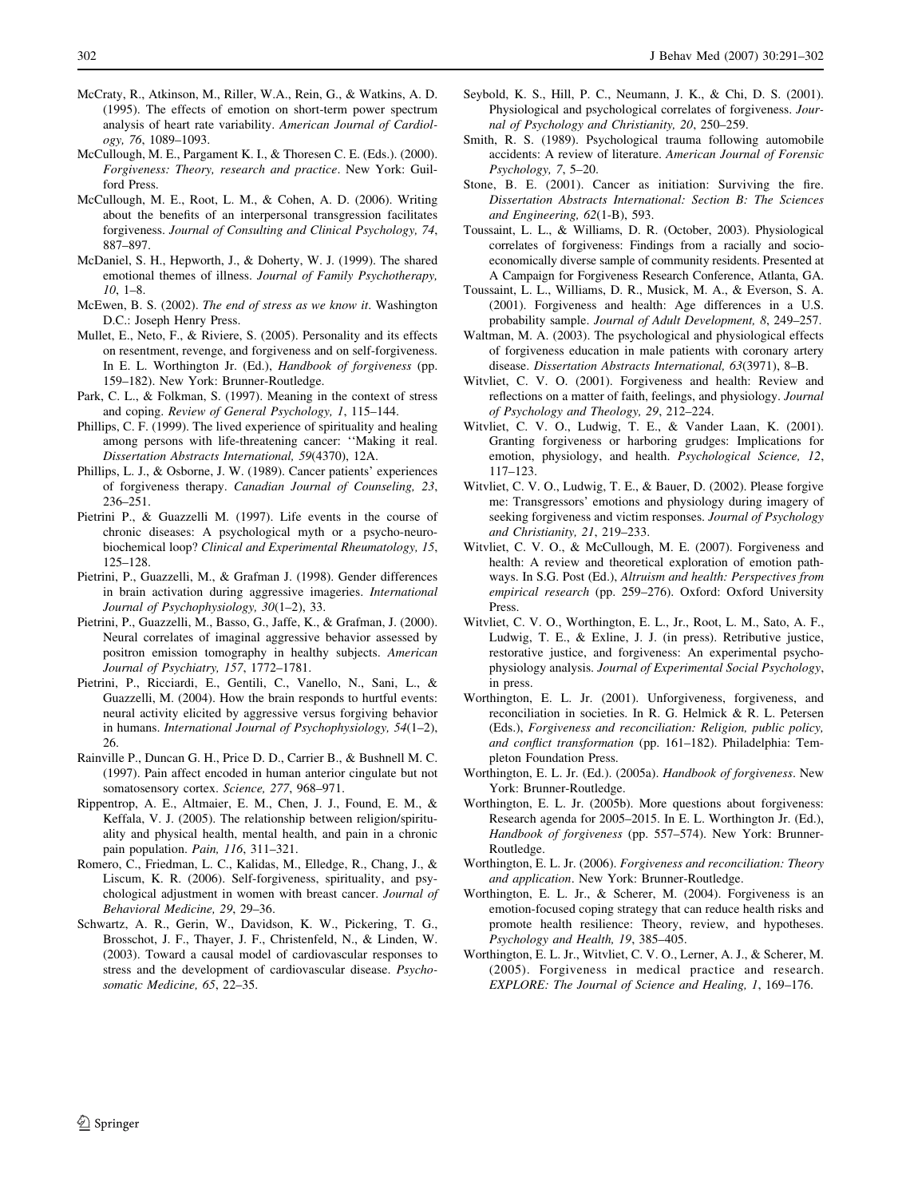McCraty, R., Atkinson, M., Riller, W.A., Rein, G., & Watkins, A. D. (1995). The effects of emotion on short-term power spectrum analysis of heart rate variability. *American Journal of Cardiology, 76*, 1089–1093.

McCullough, M. E., Pargament K. I., & Thoresen C. E. (Eds.). (2000). *Forgiveness: Theory, research and practice*. New York: Guilford Press.

McCullough, M. E., Root, L. M., & Cohen, A. D. (2006). Writing about the benefits of an interpersonal transgression facilitates forgiveness. *Journal of Consulting and Clinical Psychology, 74*, 887–897.

McDaniel, S. H., Hepworth, J., & Doherty, W. J. (1999). The shared emotional themes of illness. *Journal of Family Psychotherapy, 10*, 1–8.

McEwen, B. S. (2002). *The end of stress as we know it*. Washington D.C.: Joseph Henry Press.

Mullet, E., Neto, F., & Riviere, S. (2005). Personality and its effects on resentment, revenge, and forgiveness and on self-forgiveness. In E. L. Worthington Jr. (Ed.), *Handbook of forgiveness* (pp. 159–182). New York: Brunner-Routledge.

Park, C. L., & Folkman, S. (1997). Meaning in the context of stress and coping. *Review of General Psychology, 1*, 115–144.

Phillips, C. F. (1999). The lived experience of spirituality and healing among persons with life-threatening cancer: ''Making it real. *Dissertation Abstracts International, 59*(4370), 12A.

Phillips, L. J., & Osborne, J. W. (1989). Cancer patients' experiences of forgiveness therapy. *Canadian Journal of Counseling, 23*, 236–251.

Pietrini P., & Guazzelli M. (1997). Life events in the course of chronic diseases: A psychological myth or a psycho-neuro-biochemical loop? *Clinical and Experimental Rheumatology, 15*, 125–128.

Pietrini, P., Guazzelli, M., & Grafman J. (1998). Gender differences in brain activation during aggressive imageries. *International Journal of Psychophysiology, 30*(1–2), 33.

Pietrini, P., Guazzelli, M., Basso, G., Jaffe, K., & Grafman, J. (2000). Neural correlates of imaginal aggressive behavior assessed by positron emission tomography in healthy subjects. *American Journal of Psychiatry, 157*, 1772–1781.

Pietrini, P., Ricciardi, E., Gentili, C., Vanello, N., Sani, L., & Guazzelli, M. (2004). How the brain responds to hurtful events: neural activity elicited by aggressive versus forgiving behavior in humans. *International Journal of Psychophysiology, 54*(1–2), 26.

Rainville P., Duncan G. H., Price D. D., Carrier B., & Bushnell M. C. (1997). Pain affect encoded in human anterior cingulate but not somatosensory cortex. *Science, 277*, 968–971.

Rippentrop, A. E., Altmaier, E. M., Chen, J. J., Found, E. M., & Keffala, V. J. (2005). The relationship between religion/spirituality and physical health, mental health, and pain in a chronic pain population. *Pain, 116*, 311–321.

Romero, C., Friedman, L. C., Kalidas, M., Elledge, R., Chang, J., & Liscum, K. R. (2006). Self-forgiveness, spirituality, and psychological adjustment in women with breast cancer. *Journal of Behavioral Medicine, 29*, 29–36.

Schwartz, A. R., Gerin, W., Davidson, K. W., Pickering, T. G., Brosschot, J. F., Thayer, J. F., Christenfeld, N., & Linden, W. (2003). Toward a causal model of cardiovascular responses to stress and the development of cardiovascular disease. *Psychosomatic Medicine, 65*, 22–35.

Seybold, K. S., Hill, P. C., Neumann, J. K., & Chi, D. S. (2001). Physiological and psychological correlates of forgiveness. *Journal of Psychology and Christianity, 20*, 250–259.

Smith, R. S. (1989). Psychological trauma following automobile accidents: A review of literature. *American Journal of Forensic Psychology, 7*, 5–20.

Stone, B. E. (2001). Cancer as initiation: Surviving the fire. *Dissertation Abstracts International: Section B: The Sciences and Engineering, 62*(1-B), 593.

Toussaint, L. L., & Williams, D. R. (October, 2003). Physiological correlates of forgiveness: Findings from a racially and socio-economically diverse sample of community residents. Presented at A Campaign for Forgiveness Research Conference, Atlanta, GA.

Toussaint, L. L., Williams, D. R., Musick, M. A., & Everson, S. A. (2001). Forgiveness and health: Age differences in a U.S. probability sample. *Journal of Adult Development, 8*, 249–257.

Waltman, M. A. (2003). The psychological and physiological effects of forgiveness education in male patients with coronary artery disease. *Dissertation Abstracts International, 63*(3971), 8–B.

Witvliet, C. V. O. (2001). Forgiveness and health: Review and reflections on a matter of faith, feelings, and physiology. *Journal of Psychology and Theology, 29*, 212–224.

Witvliet, C. V. O., Ludwig, T. E., & Vander Laan, K. (2001). Granting forgiveness or harboring grudges: Implications for emotion, physiology, and health. *Psychological Science, 12*, 117–123.

Witvliet, C. V. O., Ludwig, T. E., & Bauer, D. (2002). Please forgive me: Transgressors' emotions and physiology during imagery of seeking forgiveness and victim responses. *Journal of Psychology and Christianity, 21*, 219–233.

Witvliet, C. V. O., & McCullough, M. E. (2007). Forgiveness and health: A review and theoretical exploration of emotion pathways. In S.G. Post (Ed.), *Altruism and health: Perspectives from empirical research* (pp. 259–276). Oxford: Oxford University Press.

Witvliet, C. V. O., Worthington, E. L., Jr., Root, L. M., Sato, A. F., Ludwig, T. E., & Exline, J. J. (in press). Retributive justice, restorative justice, and forgiveness: An experimental psychophysiology analysis. *Journal of Experimental Social Psychology*, in press.

Worthington, E. L. Jr. (2001). Unforgiveness, forgiveness, and reconciliation in societies. In R. G. Helmick & R. L. Petersen (Eds.), *Forgiveness and reconciliation: Religion, public policy, and conflict transformation* (pp. 161–182). Philadelphia: Templeton Foundation Press.

Worthington, E. L. Jr. (Ed.). (2005a). *Handbook of forgiveness*. New York: Brunner-Routledge.

Worthington, E. L. Jr. (2005b). More questions about forgiveness: Research agenda for 2005–2015. In E. L. Worthington Jr. (Ed.), *Handbook of forgiveness* (pp. 557–574). New York: Brunner-Routledge.

Worthington, E. L. Jr. (2006). *Forgiveness and reconciliation: Theory and application*. New York: Brunner-Routledge.

Worthington, E. L. Jr., & Scherer, M. (2004). Forgiveness is an emotion-focused coping strategy that can reduce health risks and promote health resilience: Theory, review, and hypotheses. *Psychology and Health, 19*, 385–405.

Worthington, E. L. Jr., Witvliet, C. V. O., Lerner, A. J., & Scherer, M. (2005). Forgiveness in medical practice and research. *EXPLORE: The Journal of Science and Healing, 1*, 169–176.